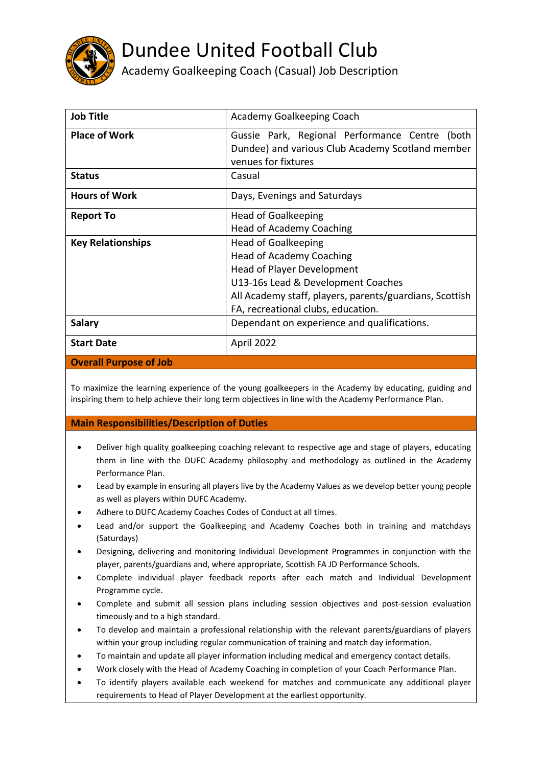# Dundee United Football Club

## Academy Goalkeeping Coach (Casual) Job Description

| **Job Title** | Academy Goalkeeping Coach |
|---|---|
| **Place of Work** | Gussie Park, Regional Performance Centre (both Dundee) and various Club Academy Scotland member venues for fixtures |
| **Status** | Casual |
| **Hours of Work** | Days, Evenings and Saturdays |
| **Report To** | Head of Goalkeeping<br>Head of Academy Coaching |
| **Key Relationships** | Head of Goalkeeping<br>Head of Academy Coaching<br>Head of Player Development<br>U13-16s Lead & Development Coaches<br>All Academy staff, players, parents/guardians, Scottish FA, recreational clubs, education. |
| **Salary** | Dependant on experience and qualifications. |
| **Start Date** | April 2022 |

### Overall Purpose of Job

To maximize the learning experience of the young goalkeepers in the Academy by educating, guiding and inspiring them to help achieve their long term objectives in line with the Academy Performance Plan.

### Main Responsibilities/Description of Duties

- Deliver high quality goalkeeping coaching relevant to respective age and stage of players, educating them in line with the DUFC Academy philosophy and methodology as outlined in the Academy Performance Plan.
- Lead by example in ensuring all players live by the Academy Values as we develop better young people as well as players within DUFC Academy.
- Adhere to DUFC Academy Coaches Codes of Conduct at all times.
- Lead and/or support the Goalkeeping and Academy Coaches both in training and matchdays (Saturdays)
- Designing, delivering and monitoring Individual Development Programmes in conjunction with the player, parents/guardians and, where appropriate, Scottish FA JD Performance Schools.
- Complete individual player feedback reports after each match and Individual Development Programme cycle.
- Complete and submit all session plans including session objectives and post-session evaluation timeously and to a high standard.
- To develop and maintain a professional relationship with the relevant parents/guardians of players within your group including regular communication of training and match day information.
- To maintain and update all player information including medical and emergency contact details.
- Work closely with the Head of Academy Coaching in completion of your Coach Performance Plan.
- To identify players available each weekend for matches and communicate any additional player requirements to Head of Player Development at the earliest opportunity.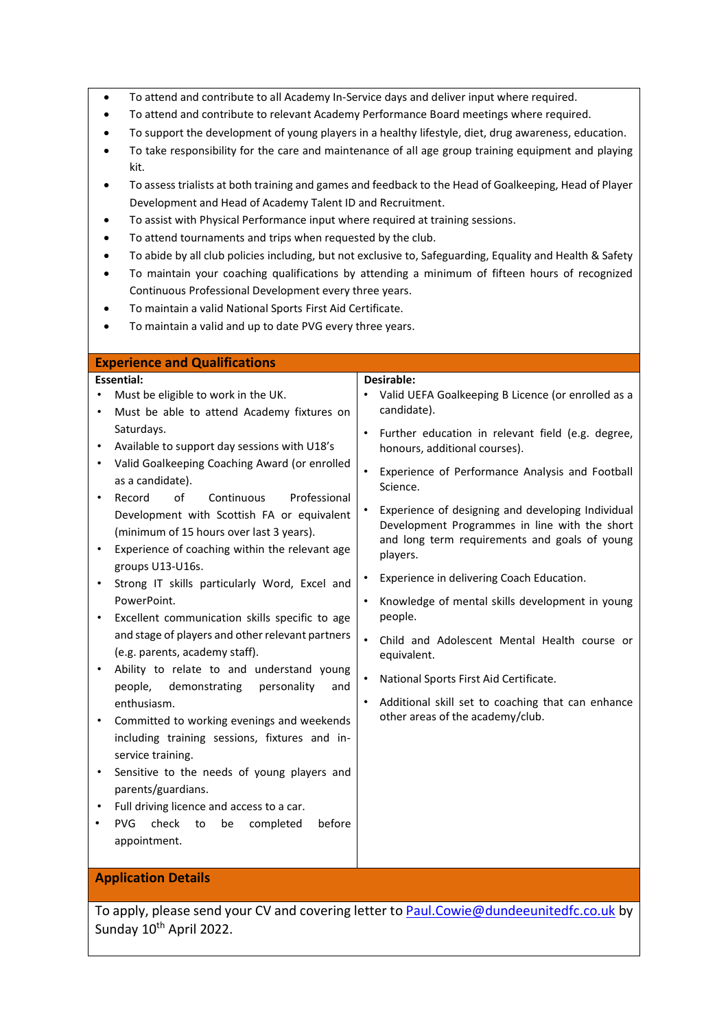- To attend and contribute to all Academy In-Service days and deliver input where required.
- To attend and contribute to relevant Academy Performance Board meetings where required.
- To support the development of young players in a healthy lifestyle, diet, drug awareness, education.
- To take responsibility for the care and maintenance of all age group training equipment and playing kit.
- To assess trialists at both training and games and feedback to the Head of Goalkeeping, Head of Player Development and Head of Academy Talent ID and Recruitment.
- To assist with Physical Performance input where required at training sessions.
- To attend tournaments and trips when requested by the club.
- To abide by all club policies including, but not exclusive to, Safeguarding, Equality and Health & Safety
- To maintain your coaching qualifications by attending a minimum of fifteen hours of recognized Continuous Professional Development every three years.
- To maintain a valid National Sports First Aid Certificate.
- To maintain a valid and up to date PVG every three years.

## Experience and Qualifications

**Essential:**

- Must be eligible to work in the UK.
- Must be able to attend Academy fixtures on Saturdays.
- Available to support day sessions with U18's
- Valid Goalkeeping Coaching Award (or enrolled as a candidate).
- Record of Continuous Professional Development with Scottish FA or equivalent (minimum of 15 hours over last 3 years).
- Experience of coaching within the relevant age groups U13-U16s.
- Strong IT skills particularly Word, Excel and PowerPoint.
- Excellent communication skills specific to age and stage of players and other relevant partners (e.g. parents, academy staff).
- Ability to relate to and understand young people, demonstrating personality and enthusiasm.
- Committed to working evenings and weekends including training sessions, fixtures and in-service training.
- Sensitive to the needs of young players and parents/guardians.
- Full driving licence and access to a car.
- PVG check to be completed before appointment.

**Desirable:**

- Valid UEFA Goalkeeping B Licence (or enrolled as a candidate).
- Further education in relevant field (e.g. degree, honours, additional courses).
- Experience of Performance Analysis and Football Science.
- Experience of designing and developing Individual Development Programmes in line with the short and long term requirements and goals of young players.
- Experience in delivering Coach Education.
- Knowledge of mental skills development in young people.
- Child and Adolescent Mental Health course or equivalent.
- National Sports First Aid Certificate.
- Additional skill set to coaching that can enhance other areas of the academy/club.

## Application Details

To apply, please send your CV and covering letter to Paul.Cowie@dundeeunitedfc.co.uk by Sunday 10th April 2022.